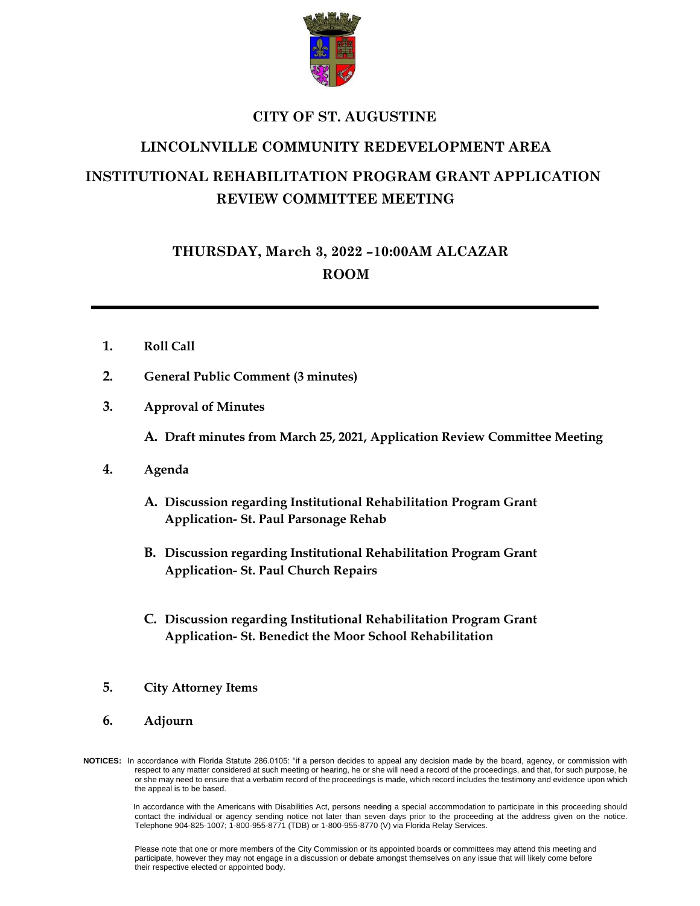# CITY OF ST. AUGUSTINE

## LINCOLNVILLE COMMUNITY REDEVELOPMENT AREA

## INSTITUTIONAL REHABILITATION PROGRAM GRANT APPLICATION REVIEW COMMITTEE MEETING

### THURSDAY, March 3, 2022 –10:00AM ALCAZAR ROOM

---

1. **Roll Call**

2. **General Public Comment (3 minutes)**

3. **Approval of Minutes**

   **A. Draft minutes from March 25, 2021, Application Review Committee Meeting**

4. **Agenda**

   **A. Discussion regarding Institutional Rehabilitation Program Grant Application- St. Paul Parsonage Rehab**

   **B. Discussion regarding Institutional Rehabilitation Program Grant Application- St. Paul Church Repairs**

   **C. Discussion regarding Institutional Rehabilitation Program Grant Application- St. Benedict the Moor School Rehabilitation**

5. **City Attorney Items**

6. **Adjourn**

**NOTICES:** In accordance with Florida Statute 286.0105: "if a person decides to appeal any decision made by the board, agency, or commission with respect to any matter considered at such meeting or hearing, he or she will need a record of the proceedings, and that, for such purpose, he or she may need to ensure that a verbatim record of the proceedings is made, which record includes the testimony and evidence upon which the appeal is to be based.

In accordance with the Americans with Disabilities Act, persons needing a special accommodation to participate in this proceeding should contact the individual or agency sending notice not later than seven days prior to the proceeding at the address given on the notice. Telephone 904-825-1007; 1-800-955-8771 (TDB) or 1-800-955-8770 (V) via Florida Relay Services.

Please note that one or more members of the City Commission or its appointed boards or committees may attend this meeting and participate, however they may not engage in a discussion or debate amongst themselves on any issue that will likely come before their respective elected or appointed body.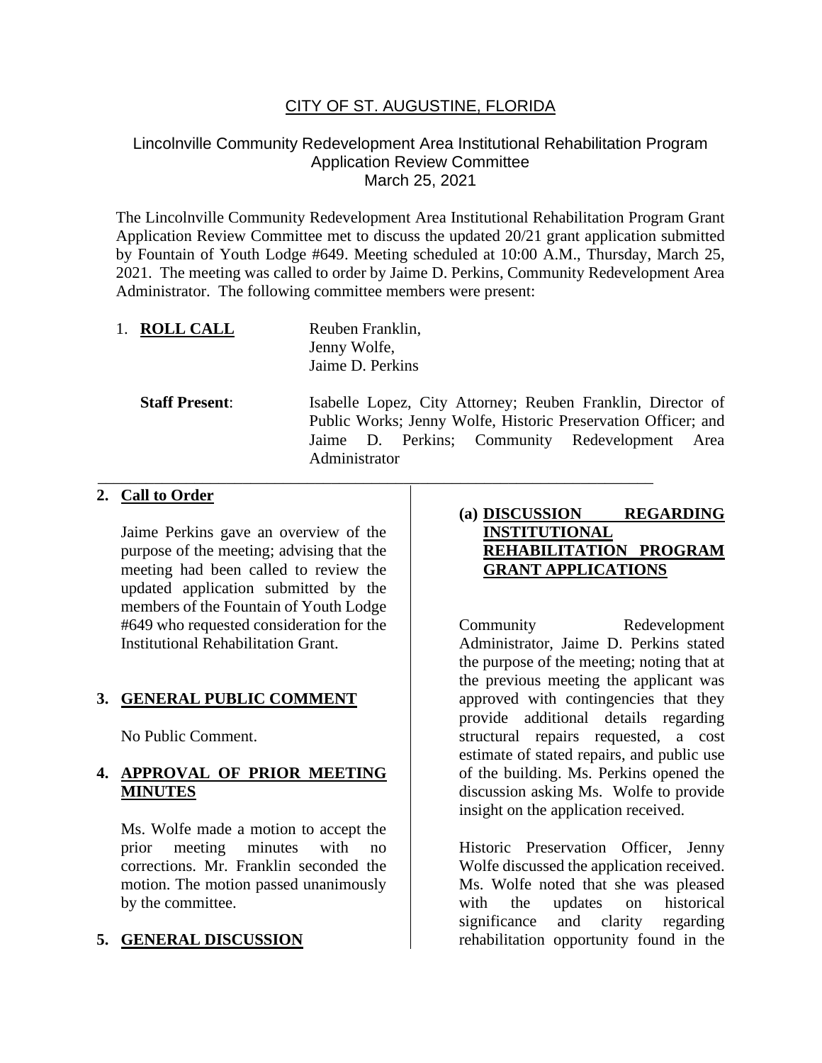CITY OF ST. AUGUSTINE, FLORIDA

Lincolnville Community Redevelopment Area Institutional Rehabilitation Program Application Review Committee
March 25, 2021

The Lincolnville Community Redevelopment Area Institutional Rehabilitation Program Grant Application Review Committee met to discuss the updated 20/21 grant application submitted by Fountain of Youth Lodge #649. Meeting scheduled at 10:00 A.M., Thursday, March 25, 2021. The meeting was called to order by Jaime D. Perkins, Community Redevelopment Area Administrator. The following committee members were present:

1. **ROLL CALL** Reuben Franklin, Jenny Wolfe, Jaime D. Perkins

**Staff Present**: Isabelle Lopez, City Attorney; Reuben Franklin, Director of Public Works; Jenny Wolfe, Historic Preservation Officer; and Jaime D. Perkins; Community Redevelopment Area Administrator

**2. Call to Order**

Jaime Perkins gave an overview of the purpose of the meeting; advising that the meeting had been called to review the updated application submitted by the members of the Fountain of Youth Lodge #649 who requested consideration for the Institutional Rehabilitation Grant.

**3. GENERAL PUBLIC COMMENT**

No Public Comment.

**4. APPROVAL OF PRIOR MEETING MINUTES**

Ms. Wolfe made a motion to accept the prior meeting minutes with no corrections. Mr. Franklin seconded the motion. The motion passed unanimously by the committee.

**5. GENERAL DISCUSSION**

**(a) DISCUSSION REGARDING INSTITUTIONAL REHABILITATION PROGRAM GRANT APPLICATIONS**

Community Redevelopment Administrator, Jaime D. Perkins stated the purpose of the meeting; noting that at the previous meeting the applicant was approved with contingencies that they provide additional details regarding structural repairs requested, a cost estimate of stated repairs, and public use of the building. Ms. Perkins opened the discussion asking Ms. Wolfe to provide insight on the application received.

Historic Preservation Officer, Jenny Wolfe discussed the application received. Ms. Wolfe noted that she was pleased with the updates on historical significance and clarity regarding rehabilitation opportunity found in the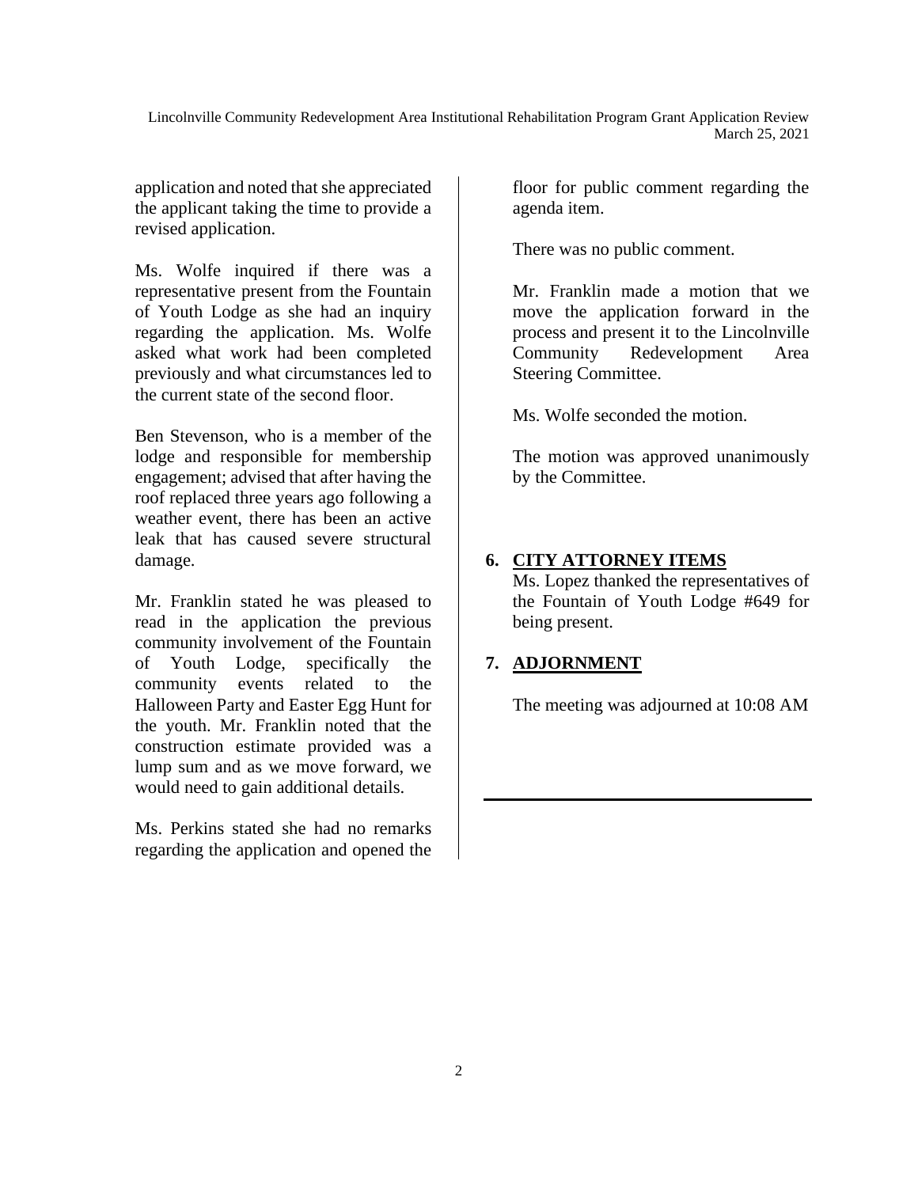application and noted that she appreciated the applicant taking the time to provide a revised application.

Ms. Wolfe inquired if there was a representative present from the Fountain of Youth Lodge as she had an inquiry regarding the application. Ms. Wolfe asked what work had been completed previously and what circumstances led to the current state of the second floor.

Ben Stevenson, who is a member of the lodge and responsible for membership engagement; advised that after having the roof replaced three years ago following a weather event, there has been an active leak that has caused severe structural damage.

Mr. Franklin stated he was pleased to read in the application the previous community involvement of the Fountain of Youth Lodge, specifically the community events related to the Halloween Party and Easter Egg Hunt for the youth. Mr. Franklin noted that the construction estimate provided was a lump sum and as we move forward, we would need to gain additional details.

Ms. Perkins stated she had no remarks regarding the application and opened the floor for public comment regarding the agenda item.

There was no public comment.

Mr. Franklin made a motion that we move the application forward in the process and present it to the Lincolnville Community Redevelopment Area Steering Committee.

Ms. Wolfe seconded the motion.

The motion was approved unanimously by the Committee.

## 6. CITY ATTORNEY ITEMS

Ms. Lopez thanked the representatives of the Fountain of Youth Lodge #649 for being present.

## 7. ADJOURNMENT

The meeting was adjourned at 10:08 AM